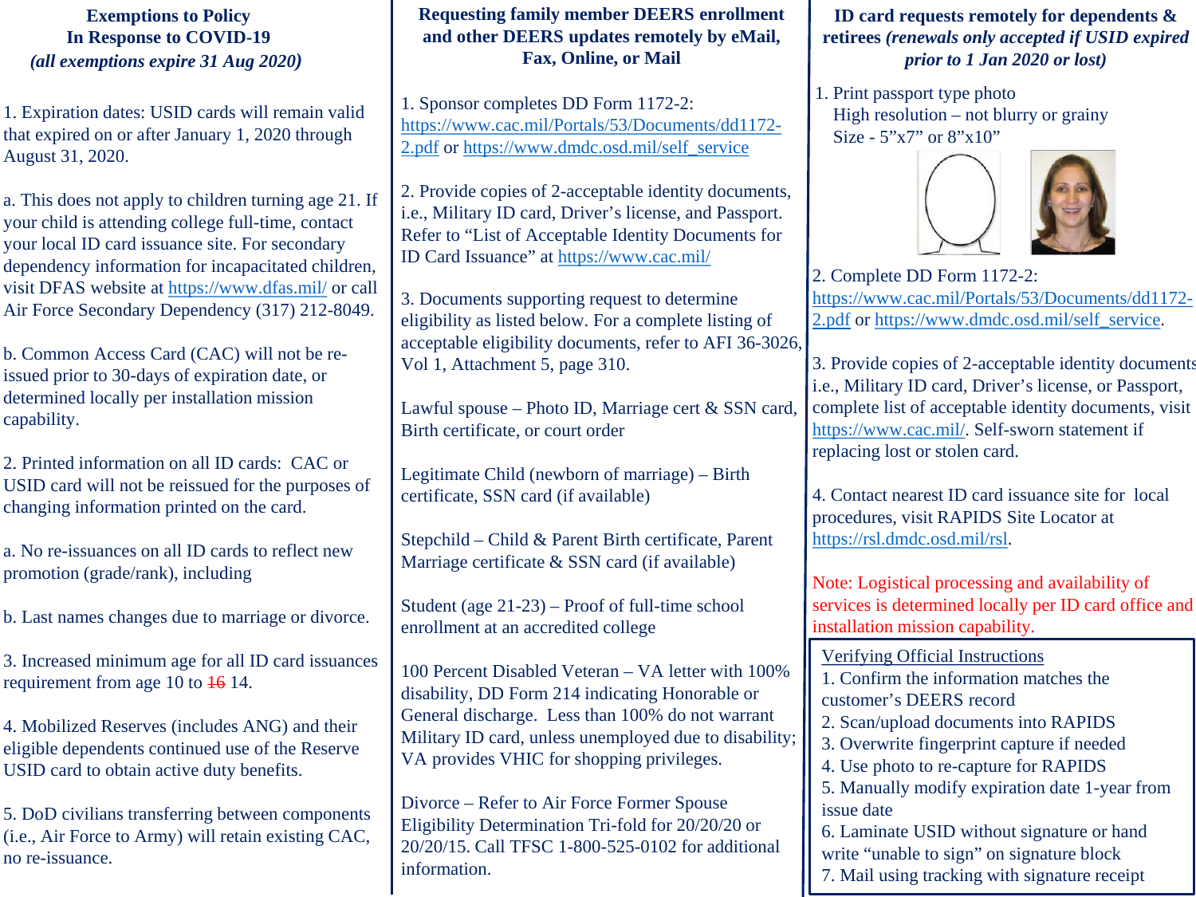## Exemptions to Policy In Response to COVID-19

***(all exemptions expire 31 Aug 2020)***

1. Expiration dates: USID cards will remain valid that expired on or after January 1, 2020 through August 31, 2020.

a. This does not apply to children turning age 21. If your child is attending college full-time, contact your local ID card issuance site. For secondary dependency information for incapacitated children, visit DFAS website at https://www.dfas.mil/ or call Air Force Secondary Dependency (317) 212-8049.

b. Common Access Card (CAC) will not be re-issued prior to 30-days of expiration date, or determined locally per installation mission capability.

2. Printed information on all ID cards: CAC or USID card will not be reissued for the purposes of changing information printed on the card.

a. No re-issuances on all ID cards to reflect new promotion (grade/rank), including

b. Last names changes due to marriage or divorce.

3. Increased minimum age for all ID card issuances requirement from age 10 to ~~16~~ 14.

4. Mobilized Reserves (includes ANG) and their eligible dependents continued use of the Reserve USID card to obtain active duty benefits.

5. DoD civilians transferring between components (i.e., Air Force to Army) will retain existing CAC, no re-issuance.

## Requesting family member DEERS enrollment and other DEERS updates remotely by eMail, Fax, Online, or Mail

1. Sponsor completes DD Form 1172-2: https://www.cac.mil/Portals/53/Documents/dd1172-2.pdf or https://www.dmdc.osd.mil/self_service

2. Provide copies of 2-acceptable identity documents, i.e., Military ID card, Driver's license, and Passport. Refer to "List of Acceptable Identity Documents for ID Card Issuance" at https://www.cac.mil/

3. Documents supporting request to determine eligibility as listed below. For a complete listing of acceptable eligibility documents, refer to AFI 36-3026, Vol 1, Attachment 5, page 310.

Lawful spouse – Photo ID, Marriage cert & SSN card, Birth certificate, or court order

Legitimate Child (newborn of marriage) – Birth certificate, SSN card (if available)

Stepchild – Child & Parent Birth certificate, Parent Marriage certificate & SSN card (if available)

Student (age 21-23) – Proof of full-time school enrollment at an accredited college

100 Percent Disabled Veteran – VA letter with 100% disability, DD Form 214 indicating Honorable or General discharge. Less than 100% do not warrant Military ID card, unless unemployed due to disability; VA provides VHIC for shopping privileges.

Divorce – Refer to Air Force Former Spouse Eligibility Determination Tri-fold for 20/20/20 or 20/20/15. Call TFSC 1-800-525-0102 for additional information.

## ID card requests remotely for dependents & retirees *(renewals only accepted if USID expired prior to 1 Jan 2020 or lost)*

1. Print passport type photo
   High resolution – not blurry or grainy
   Size - 5"x7" or 8"x10"

2. Complete DD Form 1172-2: https://www.cac.mil/Portals/53/Documents/dd1172-2.pdf or https://www.dmdc.osd.mil/self_service.

3. Provide copies of 2-acceptable identity documents i.e., Military ID card, Driver's license, or Passport, complete list of acceptable identity documents, visit https://www.cac.mil/. Self-sworn statement if replacing lost or stolen card.

4. Contact nearest ID card issuance site for local procedures, visit RAPIDS Site Locator at https://rsl.dmdc.osd.mil/rsl.

Note: Logistical processing and availability of services is determined locally per ID card office and installation mission capability.

### Verifying Official Instructions

1. Confirm the information matches the customer's DEERS record
2. Scan/upload documents into RAPIDS
3. Overwrite fingerprint capture if needed
4. Use photo to re-capture for RAPIDS
5. Manually modify expiration date 1-year from issue date
6. Laminate USID without signature or hand write "unable to sign" on signature block
7. Mail using tracking with signature receipt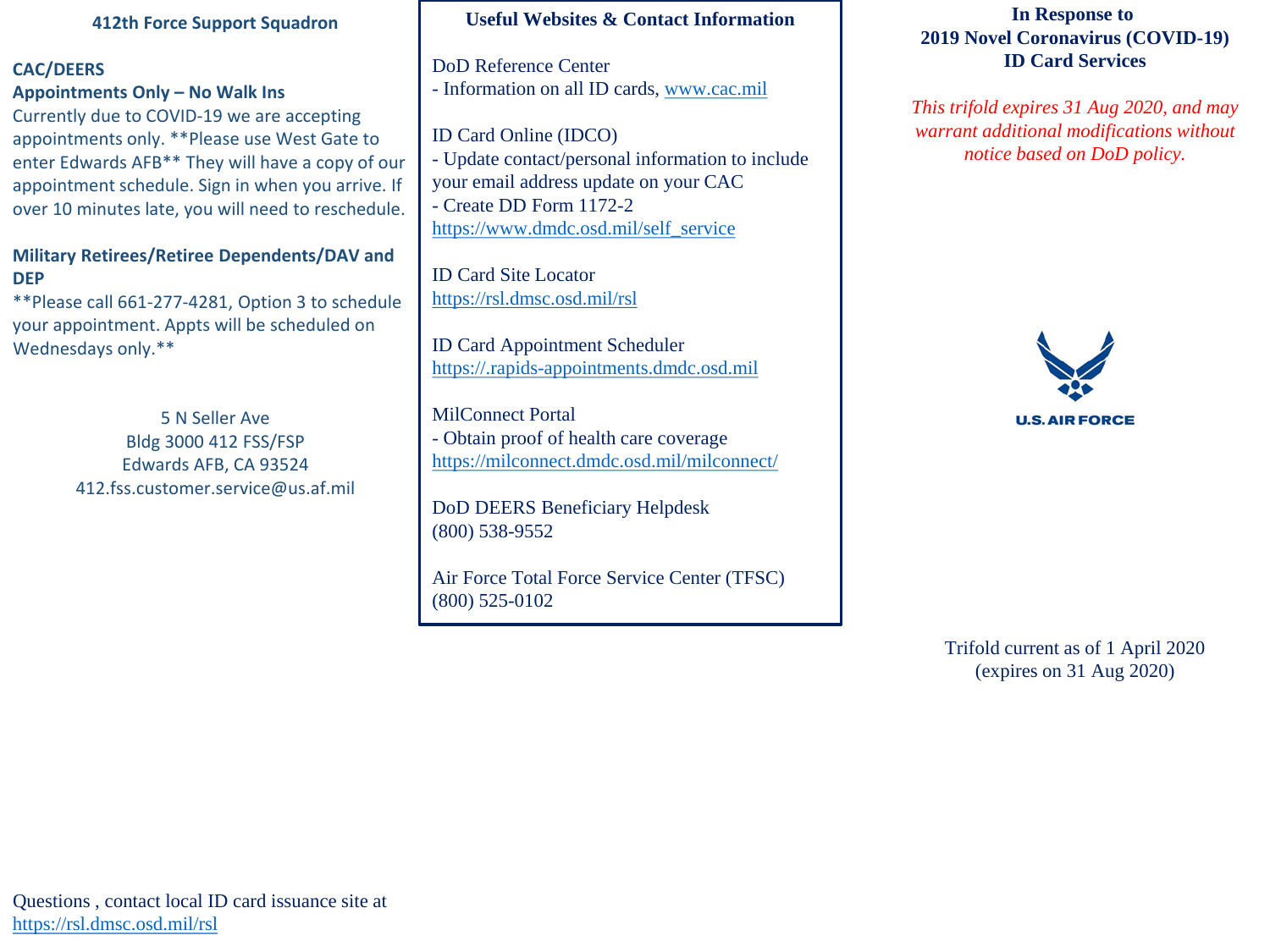## 412th Force Support Squadron

**CAC/DEERS**

**Appointments Only – No Walk Ins**

Currently due to COVID-19 we are accepting appointments only. **Please use West Gate to enter Edwards AFB** They will have a copy of our appointment schedule. Sign in when you arrive. If over 10 minutes late, you will need to reschedule.

**Military Retirees/Retiree Dependents/DAV and DEP**

**Please call 661-277-4281, Option 3 to schedule your appointment. Appts will be scheduled on Wednesdays only.**

5 N Seller Ave
Bldg 3000 412 FSS/FSP
Edwards AFB, CA 93524
412.fss.customer.service@us.af.mil

Questions , contact local ID card issuance site at https://rsl.dmsc.osd.mil/rsl

## Useful Websites & Contact Information

DoD Reference Center
- Information on all ID cards, www.cac.mil

ID Card Online (IDCO)
- Update contact/personal information to include your email address update on your CAC
- Create DD Form 1172-2
https://www.dmdc.osd.mil/self_service

ID Card Site Locator
https://rsl.dmsc.osd.mil/rsl

ID Card Appointment Scheduler
https://.rapids-appointments.dmdc.osd.mil

MilConnect Portal
- Obtain proof of health care coverage
https://milconnect.dmdc.osd.mil/milconnect/

DoD DEERS Beneficiary Helpdesk
(800) 538-9552

Air Force Total Force Service Center (TFSC)
(800) 525-0102

## In Response to 2019 Novel Coronavirus (COVID-19) ID Card Services

*This trifold expires 31 Aug 2020, and may warrant additional modifications without notice based on DoD policy.*

U.S. AIR FORCE

Trifold current as of 1 April 2020
(expires on 31 Aug 2020)